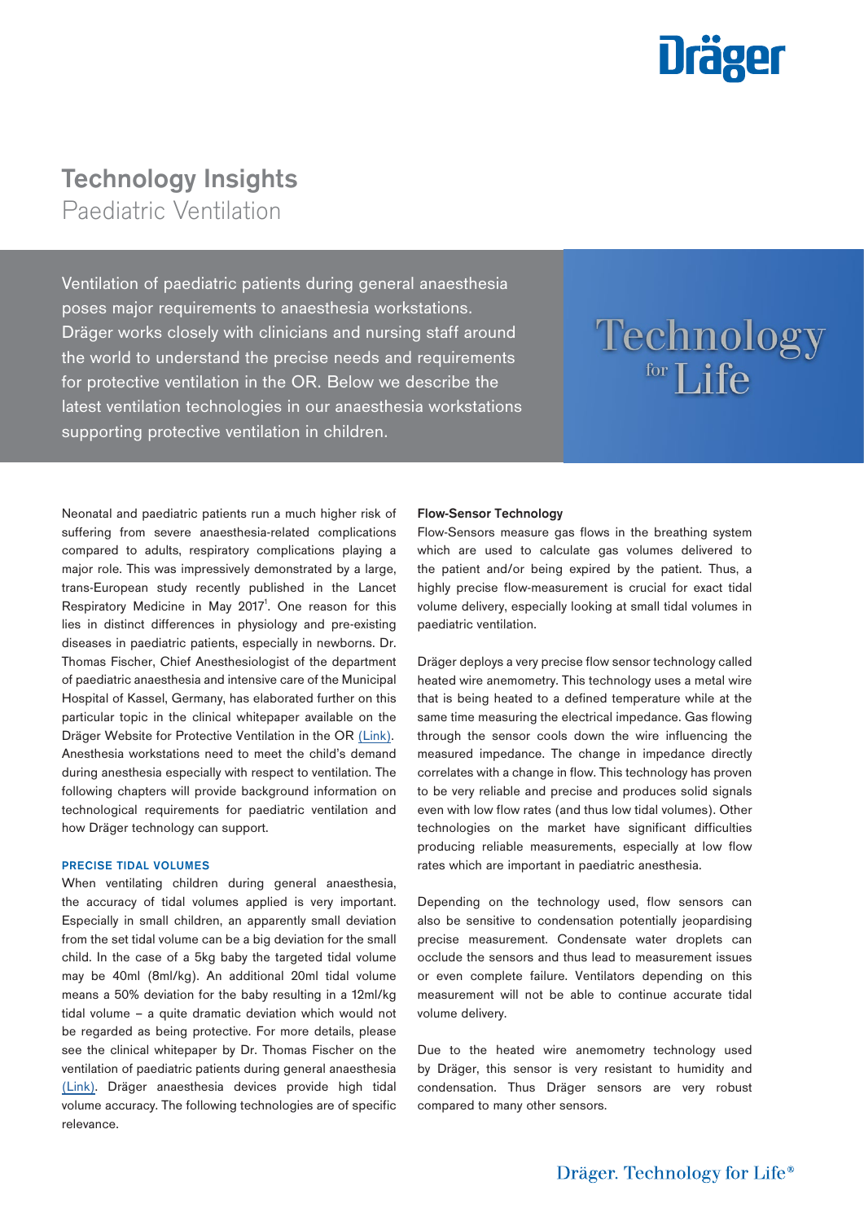# Technology Insights

## Paediatric Ventilation

Ventilation of paediatric patients during general anaesthesia poses major requirements to anaesthesia workstations. Dräger works closely with clinicians and nursing staff around the world to understand the precise needs and requirements for protective ventilation in the OR. Below we describe the latest ventilation technologies in our anaesthesia workstations supporting protective ventilation in children.

Technology for Life

Neonatal and paediatric patients run a much higher risk of suffering from severe anaesthesia-related complications compared to adults, respiratory complications playing a major role. This was impressively demonstrated by a large, trans-European study recently published in the Lancet Respiratory Medicine in May 2017[1]. One reason for this lies in distinct differences in physiology and pre-existing diseases in paediatric patients, especially in newborns. Dr. Thomas Fischer, Chief Anesthesiologist of the department of paediatric anaesthesia and intensive care of the Municipal Hospital of Kassel, Germany, has elaborated further on this particular topic in the clinical whitepaper available on the Dräger Website for Protective Ventilation in the OR (Link). Anesthesia workstations need to meet the child's demand during anesthesia especially with respect to ventilation. The following chapters will provide background information on technological requirements for paediatric ventilation and how Dräger technology can support.

### PRECISE TIDAL VOLUMES

When ventilating children during general anaesthesia, the accuracy of tidal volumes applied is very important. Especially in small children, an apparently small deviation from the set tidal volume can be a big deviation for the small child. In the case of a 5kg baby the targeted tidal volume may be 40ml (8ml/kg). An additional 20ml tidal volume means a 50% deviation for the baby resulting in a 12ml/kg tidal volume – a quite dramatic deviation which would not be regarded as being protective. For more details, please see the clinical whitepaper by Dr. Thomas Fischer on the ventilation of paediatric patients during general anaesthesia (Link). Dräger anaesthesia devices provide high tidal volume accuracy. The following technologies are of specific relevance.

**Flow-Sensor Technology**

Flow-Sensors measure gas flows in the breathing system which are used to calculate gas volumes delivered to the patient and/or being expired by the patient. Thus, a highly precise flow-measurement is crucial for exact tidal volume delivery, especially looking at small tidal volumes in paediatric ventilation.

Dräger deploys a very precise flow sensor technology called heated wire anemometry. This technology uses a metal wire that is being heated to a defined temperature while at the same time measuring the electrical impedance. Gas flowing through the sensor cools down the wire influencing the measured impedance. The change in impedance directly correlates with a change in flow. This technology has proven to be very reliable and precise and produces solid signals even with low flow rates (and thus low tidal volumes). Other technologies on the market have significant difficulties producing reliable measurements, especially at low flow rates which are important in paediatric anesthesia.

Depending on the technology used, flow sensors can also be sensitive to condensation potentially jeopardising precise measurement. Condensate water droplets can occlude the sensors and thus lead to measurement issues or even complete failure. Ventilators depending on this measurement will not be able to continue accurate tidal volume delivery.

Due to the heated wire anemometry technology used by Dräger, this sensor is very resistant to humidity and condensation. Thus Dräger sensors are very robust compared to many other sensors.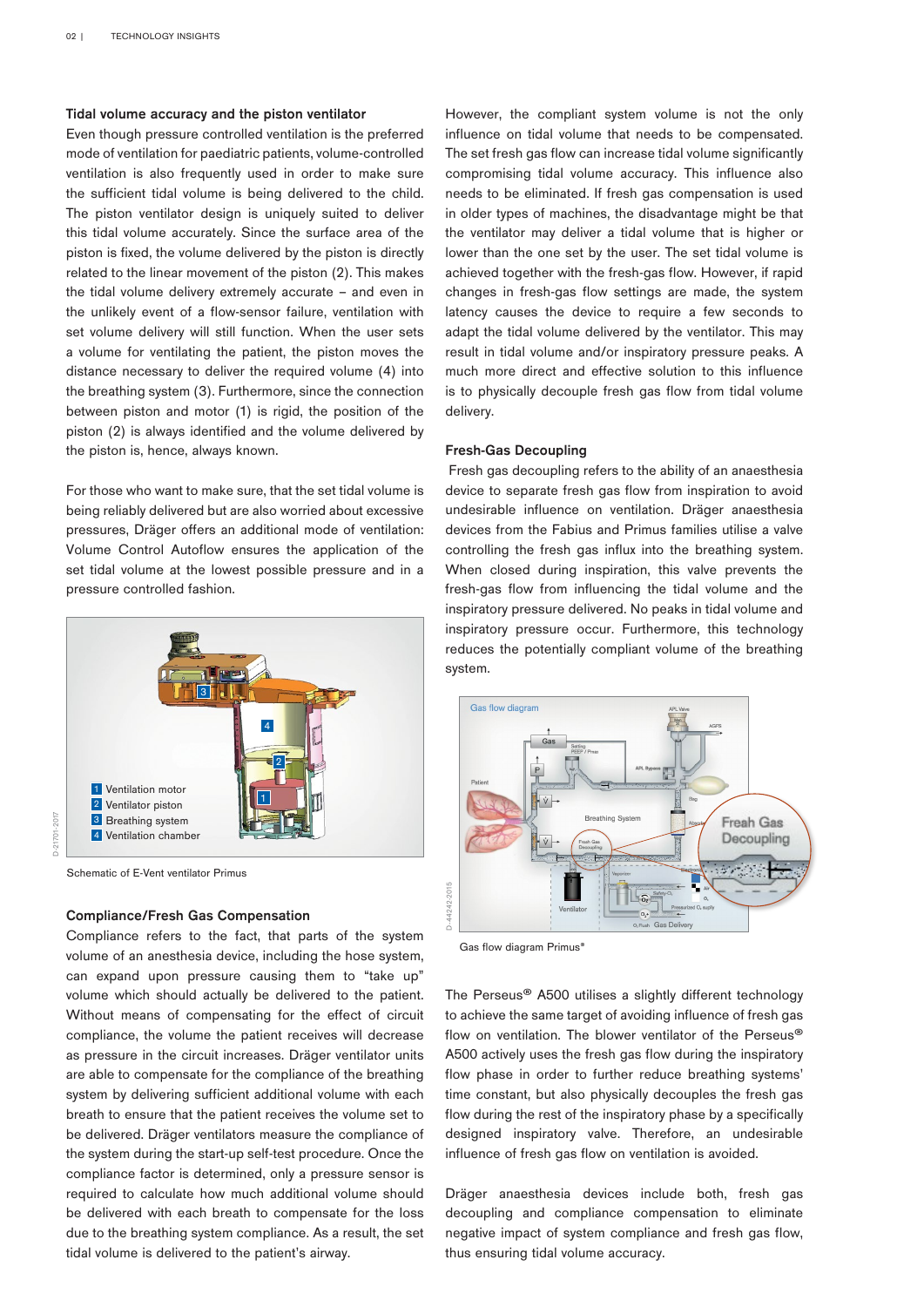### Tidal volume accuracy and the piston ventilator

Even though pressure controlled ventilation is the preferred mode of ventilation for paediatric patients, volume-controlled ventilation is also frequently used in order to make sure the sufficient tidal volume is being delivered to the child. The piston ventilator design is uniquely suited to deliver this tidal volume accurately. Since the surface area of the piston is fixed, the volume delivered by the piston is directly related to the linear movement of the piston (2). This makes the tidal volume delivery extremely accurate – and even in the unlikely event of a flow-sensor failure, ventilation with set volume delivery will still function. When the user sets a volume for ventilating the patient, the piston moves the distance necessary to deliver the required volume (4) into the breathing system (3). Furthermore, since the connection between piston and motor (1) is rigid, the position of the piston (2) is always identified and the volume delivered by the piston is, hence, always known.

For those who want to make sure, that the set tidal volume is being reliably delivered but are also worried about excessive pressures, Dräger offers an additional mode of ventilation: Volume Control Autoflow ensures the application of the set tidal volume at the lowest possible pressure and in a pressure controlled fashion.

1 Ventilation motor
2 Ventilator piston
3 Breathing system
4 Ventilation chamber

D-21701-2017

Schematic of E-Vent ventilator Primus

### Compliance/Fresh Gas Compensation

Compliance refers to the fact, that parts of the system volume of an anesthesia device, including the hose system, can expand upon pressure causing them to "take up" volume which should actually be delivered to the patient. Without means of compensating for the effect of circuit compliance, the volume the patient receives will decrease as pressure in the circuit increases. Dräger ventilator units are able to compensate for the compliance of the breathing system by delivering sufficient additional volume with each breath to ensure that the patient receives the volume set to be delivered. Dräger ventilators measure the compliance of the system during the start-up self-test procedure. Once the compliance factor is determined, only a pressure sensor is required to calculate how much additional volume should be delivered with each breath to compensate for the loss due to the breathing system compliance. As a result, the set tidal volume is delivered to the patient's airway.

However, the compliant system volume is not the only influence on tidal volume that needs to be compensated. The set fresh gas flow can increase tidal volume significantly compromising tidal volume accuracy. This influence also needs to be eliminated. If fresh gas compensation is used in older types of machines, the disadvantage might be that the ventilator may deliver a tidal volume that is higher or lower than the one set by the user. The set tidal volume is achieved together with the fresh-gas flow. However, if rapid changes in fresh-gas flow settings are made, the system latency causes the device to require a few seconds to adapt the tidal volume delivered by the ventilator. This may result in tidal volume and/or inspiratory pressure peaks. A much more direct and effective solution to this influence is to physically decouple fresh gas flow from tidal volume delivery.

### Fresh-Gas Decoupling

Fresh gas decoupling refers to the ability of an anaesthesia device to separate fresh gas flow from inspiration to avoid undesirable influence on ventilation. Dräger anaesthesia devices from the Fabius and Primus families utilise a valve controlling the fresh gas influx into the breathing system. When closed during inspiration, this valve prevents the fresh-gas flow from influencing the tidal volume and the inspiratory pressure delivered. No peaks in tidal volume and inspiratory pressure occur. Furthermore, this technology reduces the potentially compliant volume of the breathing system.

D-44242-2015

Gas flow diagram Primus®

The Perseus® A500 utilises a slightly different technology to achieve the same target of avoiding influence of fresh gas flow on ventilation. The blower ventilator of the Perseus® A500 actively uses the fresh gas flow during the inspiratory flow phase in order to further reduce breathing systems' time constant, but also physically decouples the fresh gas flow during the rest of the inspiratory phase by a specifically designed inspiratory valve. Therefore, an undesirable influence of fresh gas flow on ventilation is avoided.

Dräger anaesthesia devices include both, fresh gas decoupling and compliance compensation to eliminate negative impact of system compliance and fresh gas flow, thus ensuring tidal volume accuracy.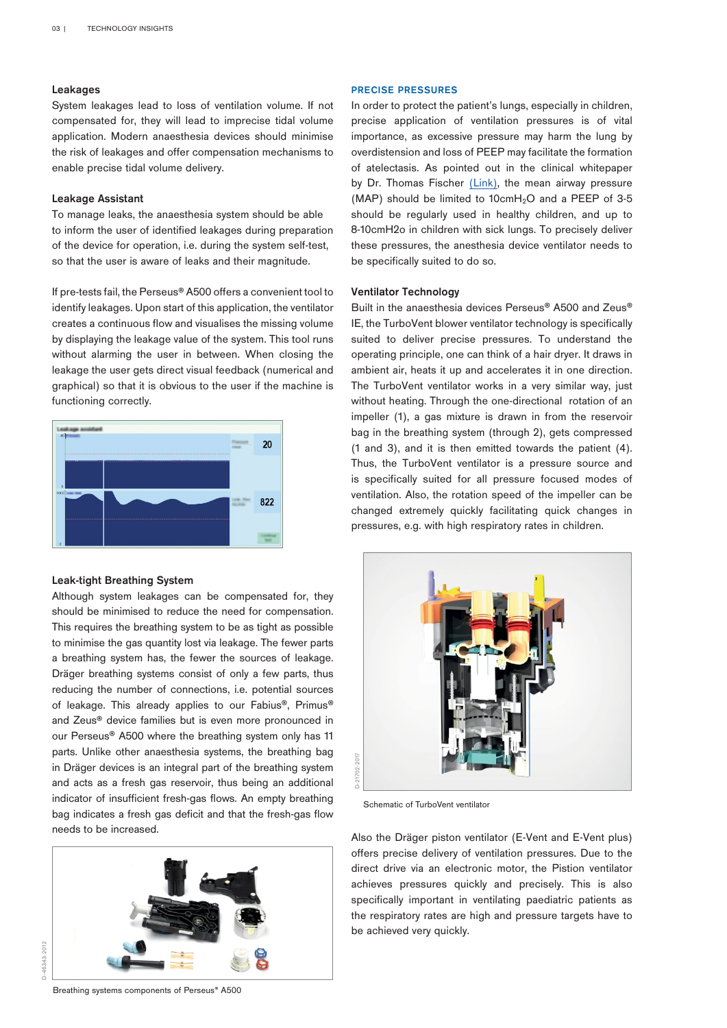### Leakages

System leakages lead to loss of ventilation volume. If not compensated for, they will lead to imprecise tidal volume application. Modern anaesthesia devices should minimise the risk of leakages and offer compensation mechanisms to enable precise tidal volume delivery.

### Leakage Assistant

To manage leaks, the anaesthesia system should be able to inform the user of identified leakages during preparation of the device for operation, i.e. during the system self-test, so that the user is aware of leaks and their magnitude.

If pre-tests fail, the Perseus® A500 offers a convenient tool to identify leakages. Upon start of this application, the ventilator creates a continuous flow and visualises the missing volume by displaying the leakage value of the system. This tool runs without alarming the user in between. When closing the leakage the user gets direct visual feedback (numerical and graphical) so that it is obvious to the user if the machine is functioning correctly.

### Leak-tight Breathing System

Although system leakages can be compensated for, they should be minimised to reduce the need for compensation. This requires the breathing system to be as tight as possible to minimise the gas quantity lost via leakage. The fewer parts a breathing system has, the fewer the sources of leakage. Dräger breathing systems consist of only a few parts, thus reducing the number of connections, i.e. potential sources of leakage. This already applies to our Fabius®, Primus® and Zeus® device families but is even more pronounced in our Perseus® A500 where the breathing system only has 11 parts. Unlike other anaesthesia systems, the breathing bag in Dräger devices is an integral part of the breathing system and acts as a fresh gas reservoir, thus being an additional indicator of insufficient fresh-gas flows. An empty breathing bag indicates a fresh gas deficit and that the fresh-gas flow needs to be increased.

Breathing systems components of Perseus® A500

## PRECISE PRESSURES

In order to protect the patient's lungs, especially in children, precise application of ventilation pressures is of vital importance, as excessive pressure may harm the lung by overdistension and loss of PEEP may facilitate the formation of atelectasis. As pointed out in the clinical whitepaper by Dr. Thomas Fischer (Link), the mean airway pressure (MAP) should be limited to 10cm$H_2O$ and a PEEP of 3-5 should be regularly used in healthy children, and up to 8-10cmH2o in children with sick lungs. To precisely deliver these pressures, the anesthesia device ventilator needs to be specifically suited to do so.

### Ventilator Technology

Built in the anaesthesia devices Perseus® A500 and Zeus® IE, the TurboVent blower ventilator technology is specifically suited to deliver precise pressures. To understand the operating principle, one can think of a hair dryer. It draws in ambient air, heats it up and accelerates it in one direction. The TurboVent ventilator works in a very similar way, just without heating. Through the one-directional rotation of an impeller (1), a gas mixture is drawn in from the reservoir bag in the breathing system (through 2), gets compressed (1 and 3), and it is then emitted towards the patient (4). Thus, the TurboVent ventilator is a pressure source and is specifically suited for all pressure focused modes of ventilation. Also, the rotation speed of the impeller can be changed extremely quickly facilitating quick changes in pressures, e.g. with high respiratory rates in children.

Schematic of TurboVent ventilator

Also the Dräger piston ventilator (E-Vent and E-Vent plus) offers precise delivery of ventilation pressures. Due to the direct drive via an electronic motor, the Pistion ventilator achieves pressures quickly and precisely. This is also specifically important in ventilating paediatric patients as the respiratory rates are high and pressure targets have to be achieved very quickly.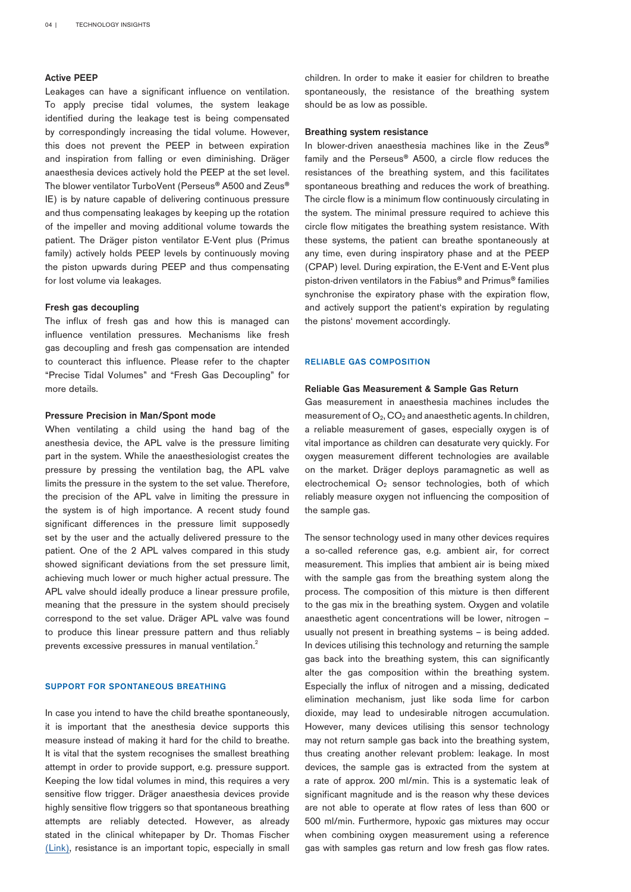### Active PEEP

Leakages can have a significant influence on ventilation. To apply precise tidal volumes, the system leakage identified during the leakage test is being compensated by correspondingly increasing the tidal volume. However, this does not prevent the PEEP in between expiration and inspiration from falling or even diminishing. Dräger anaesthesia devices actively hold the PEEP at the set level. The blower ventilator TurboVent (Perseus® A500 and Zeus® IE) is by nature capable of delivering continuous pressure and thus compensating leakages by keeping up the rotation of the impeller and moving additional volume towards the patient. The Dräger piston ventilator E-Vent plus (Primus family) actively holds PEEP levels by continuously moving the piston upwards during PEEP and thus compensating for lost volume via leakages.

### Fresh gas decoupling

The influx of fresh gas and how this is managed can influence ventilation pressures. Mechanisms like fresh gas decoupling and fresh gas compensation are intended to counteract this influence. Please refer to the chapter "Precise Tidal Volumes" and "Fresh Gas Decoupling" for more details.

### Pressure Precision in Man/Spont mode

When ventilating a child using the hand bag of the anesthesia device, the APL valve is the pressure limiting part in the system. While the anaesthesiologist creates the pressure by pressing the ventilation bag, the APL valve limits the pressure in the system to the set value. Therefore, the precision of the APL valve in limiting the pressure in the system is of high importance. A recent study found significant differences in the pressure limit supposedly set by the user and the actually delivered pressure to the patient. One of the 2 APL valves compared in this study showed significant deviations from the set pressure limit, achieving much lower or much higher actual pressure. The APL valve should ideally produce a linear pressure profile, meaning that the pressure in the system should precisely correspond to the set value. Dräger APL valve was found to produce this linear pressure pattern and thus reliably prevents excessive pressures in manual ventilation.[2]

## SUPPORT FOR SPONTANEOUS BREATHING

In case you intend to have the child breathe spontaneously, it is important that the anesthesia device supports this measure instead of making it hard for the child to breathe. It is vital that the system recognises the smallest breathing attempt in order to provide support, e.g. pressure support. Keeping the low tidal volumes in mind, this requires a very sensitive flow trigger. Dräger anaesthesia devices provide highly sensitive flow triggers so that spontaneous breathing attempts are reliably detected. However, as already stated in the clinical whitepaper by Dr. Thomas Fischer (Link), resistance is an important topic, especially in small children. In order to make it easier for children to breathe spontaneously, the resistance of the breathing system should be as low as possible.

### Breathing system resistance

In blower-driven anaesthesia machines like in the Zeus® family and the Perseus® A500, a circle flow reduces the resistances of the breathing system, and this facilitates spontaneous breathing and reduces the work of breathing. The circle flow is a minimum flow continuously circulating in the system. The minimal pressure required to achieve this circle flow mitigates the breathing system resistance. With these systems, the patient can breathe spontaneously at any time, even during inspiratory phase and at the PEEP (CPAP) level. During expiration, the E-Vent and E-Vent plus piston-driven ventilators in the Fabius® and Primus® families synchronise the expiratory phase with the expiration flow, and actively support the patient's expiration by regulating the pistons' movement accordingly.

## RELIABLE GAS COMPOSITION

### Reliable Gas Measurement & Sample Gas Return

Gas measurement in anaesthesia machines includes the measurement of $O_2$, $CO_2$ and anaesthetic agents. In children, a reliable measurement of gases, especially oxygen is of vital importance as children can desaturate very quickly. For oxygen measurement different technologies are available on the market. Dräger deploys paramagnetic as well as electrochemical $O_2$ sensor technologies, both of which reliably measure oxygen not influencing the composition of the sample gas.

The sensor technology used in many other devices requires a so-called reference gas, e.g. ambient air, for correct measurement. This implies that ambient air is being mixed with the sample gas from the breathing system along the process. The composition of this mixture is then different to the gas mix in the breathing system. Oxygen and volatile anaesthetic agent concentrations will be lower, nitrogen – usually not present in breathing systems – is being added. In devices utilising this technology and returning the sample gas back into the breathing system, this can significantly alter the gas composition within the breathing system. Especially the influx of nitrogen and a missing, dedicated elimination mechanism, just like soda lime for carbon dioxide, may lead to undesirable nitrogen accumulation. However, many devices utilising this sensor technology may not return sample gas back into the breathing system, thus creating another relevant problem: leakage. In most devices, the sample gas is extracted from the system at a rate of approx. 200 ml/min. This is a systematic leak of significant magnitude and is the reason why these devices are not able to operate at flow rates of less than 600 or 500 ml/min. Furthermore, hypoxic gas mixtures may occur when combining oxygen measurement using a reference gas with samples gas return and low fresh gas flow rates.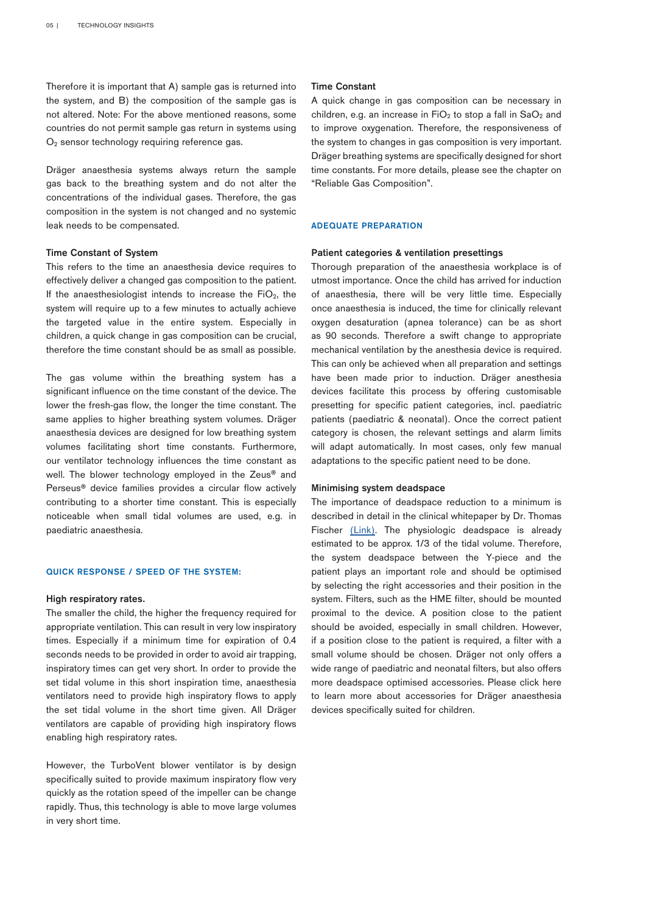Therefore it is important that A) sample gas is returned into the system, and B) the composition of the sample gas is not altered. Note: For the above mentioned reasons, some countries do not permit sample gas return in systems using $O_2$ sensor technology requiring reference gas.

Dräger anaesthesia systems always return the sample gas back to the breathing system and do not alter the concentrations of the individual gases. Therefore, the gas composition in the system is not changed and no systemic leak needs to be compensated.

### Time Constant of System

This refers to the time an anaesthesia device requires to effectively deliver a changed gas composition to the patient. If the anaesthesiologist intends to increase the $FiO_2$, the system will require up to a few minutes to actually achieve the targeted value in the entire system. Especially in children, a quick change in gas composition can be crucial, therefore the time constant should be as small as possible.

The gas volume within the breathing system has a significant influence on the time constant of the device. The lower the fresh-gas flow, the longer the time constant. The same applies to higher breathing system volumes. Dräger anaesthesia devices are designed for low breathing system volumes facilitating short time constants. Furthermore, our ventilator technology influences the time constant as well. The blower technology employed in the Zeus® and Perseus® device families provides a circular flow actively contributing to a shorter time constant. This is especially noticeable when small tidal volumes are used, e.g. in paediatric anaesthesia.

## QUICK RESPONSE / SPEED OF THE SYSTEM:

### High respiratory rates.

The smaller the child, the higher the frequency required for appropriate ventilation. This can result in very low inspiratory times. Especially if a minimum time for expiration of 0.4 seconds needs to be provided in order to avoid air trapping, inspiratory times can get very short. In order to provide the set tidal volume in this short inspiration time, anaesthesia ventilators need to provide high inspiratory flows to apply the set tidal volume in the short time given. All Dräger ventilators are capable of providing high inspiratory flows enabling high respiratory rates.

However, the TurboVent blower ventilator is by design specifically suited to provide maximum inspiratory flow very quickly as the rotation speed of the impeller can be change rapidly. Thus, this technology is able to move large volumes in very short time.

### Time Constant

A quick change in gas composition can be necessary in children, e.g. an increase in $FiO_2$ to stop a fall in $SaO_2$ and to improve oxygenation. Therefore, the responsiveness of the system to changes in gas composition is very important. Dräger breathing systems are specifically designed for short time constants. For more details, please see the chapter on "Reliable Gas Composition".

## ADEQUATE PREPARATION

### Patient categories & ventilation presettings

Thorough preparation of the anaesthesia workplace is of utmost importance. Once the child has arrived for induction of anaesthesia, there will be very little time. Especially once anaesthesia is induced, the time for clinically relevant oxygen desaturation (apnea tolerance) can be as short as 90 seconds. Therefore a swift change to appropriate mechanical ventilation by the anesthesia device is required. This can only be achieved when all preparation and settings have been made prior to induction. Dräger anesthesia devices facilitate this process by offering customisable presetting for specific patient categories, incl. paediatric patients (paediatric & neonatal). Once the correct patient category is chosen, the relevant settings and alarm limits will adapt automatically. In most cases, only few manual adaptations to the specific patient need to be done.

### Minimising system deadspace

The importance of deadspace reduction to a minimum is described in detail in the clinical whitepaper by Dr. Thomas Fischer (Link). The physiologic deadspace is already estimated to be approx. 1/3 of the tidal volume. Therefore, the system deadspace between the Y-piece and the patient plays an important role and should be optimised by selecting the right accessories and their position in the system. Filters, such as the HME filter, should be mounted proximal to the device. A position close to the patient should be avoided, especially in small children. However, if a position close to the patient is required, a filter with a small volume should be chosen. Dräger not only offers a wide range of paediatric and neonatal filters, but also offers more deadspace optimised accessories. Please click here to learn more about accessories for Dräger anaesthesia devices specifically suited for children.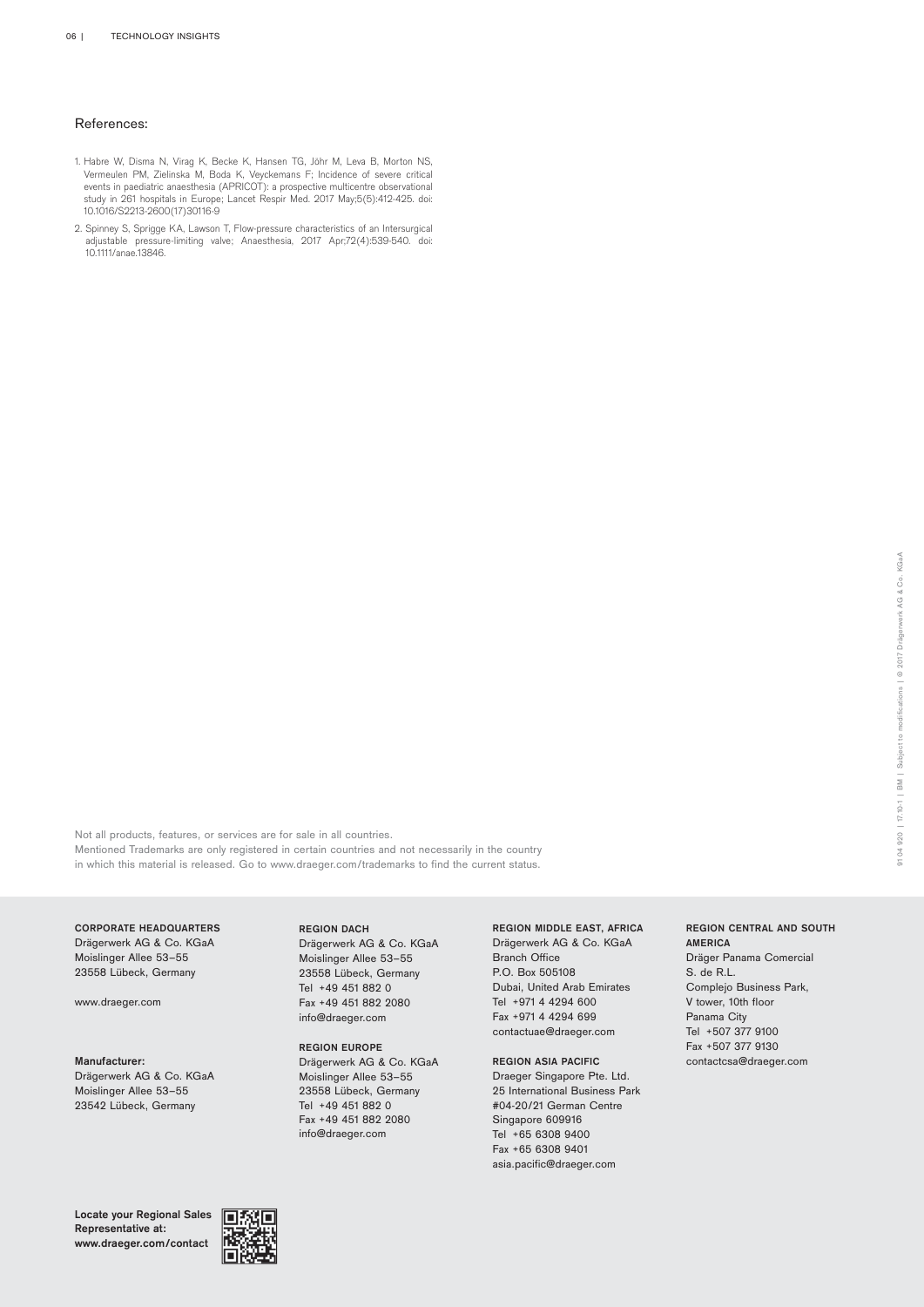## References:

1. Habre W, Disma N, Virag K, Becke K, Hansen TG, Jöhr M, Leva B, Morton NS, Vermeulen PM, Zielinska M, Boda K, Veyckemans F; Incidence of severe critical events in paediatric anaesthesia (APRICOT): a prospective multicentre observational study in 261 hospitals in Europe; Lancet Respir Med. 2017 May;5(5):412-425. doi: 10.1016/S2213-2600(17)30116-9
2. Spinney S, Sprigge KA, Lawson T, Flow-pressure characteristics of an Intersurgical adjustable pressure-limiting valve; Anaesthesia, 2017 Apr;72(4):539-540. doi: 10.1111/anae.13846.

Not all products, features, or services are for sale in all countries.
Mentioned Trademarks are only registered in certain countries and not necessarily in the country in which this material is released. Go to www.draeger.com/trademarks to find the current status.

**CORPORATE HEADQUARTERS**
Drägerwerk AG & Co. KGaA
Moislinger Allee 53–55
23558 Lübeck, Germany

www.draeger.com

**Manufacturer:**
Drägerwerk AG & Co. KGaA
Moislinger Allee 53–55
23542 Lübeck, Germany

**REGION DACH**
Drägerwerk AG & Co. KGaA
Moislinger Allee 53–55
23558 Lübeck, Germany
Tel +49 451 882 0
Fax +49 451 882 2080
info@draeger.com

**REGION EUROPE**
Drägerwerk AG & Co. KGaA
Moislinger Allee 53–55
23558 Lübeck, Germany
Tel +49 451 882 0
Fax +49 451 882 2080
info@draeger.com

**REGION MIDDLE EAST, AFRICA**
Drägerwerk AG & Co. KGaA
Branch Office
P.O. Box 505108
Dubai, United Arab Emirates
Tel +971 4 4294 600
Fax +971 4 4294 699
contactuae@draeger.com

**REGION ASIA PACIFIC**
Draeger Singapore Pte. Ltd.
25 International Business Park
#04-20/21 German Centre
Singapore 609916
Tel +65 6308 9400
Fax +65 6308 9401
asia.pacific@draeger.com

**REGION CENTRAL AND SOUTH AMERICA**
Dräger Panama Comercial S. de R.L.
Complejo Business Park,
V tower, 10th floor
Panama City
Tel +507 377 9100
Fax +507 377 9130
contactcsa@draeger.com

**Locate your Regional Sales Representative at: www.draeger.com/contact**

91 04 920 | 17.10-1 | BM | Subject to modifications | © 2017 Drägerwerk AG & Co. KGaA